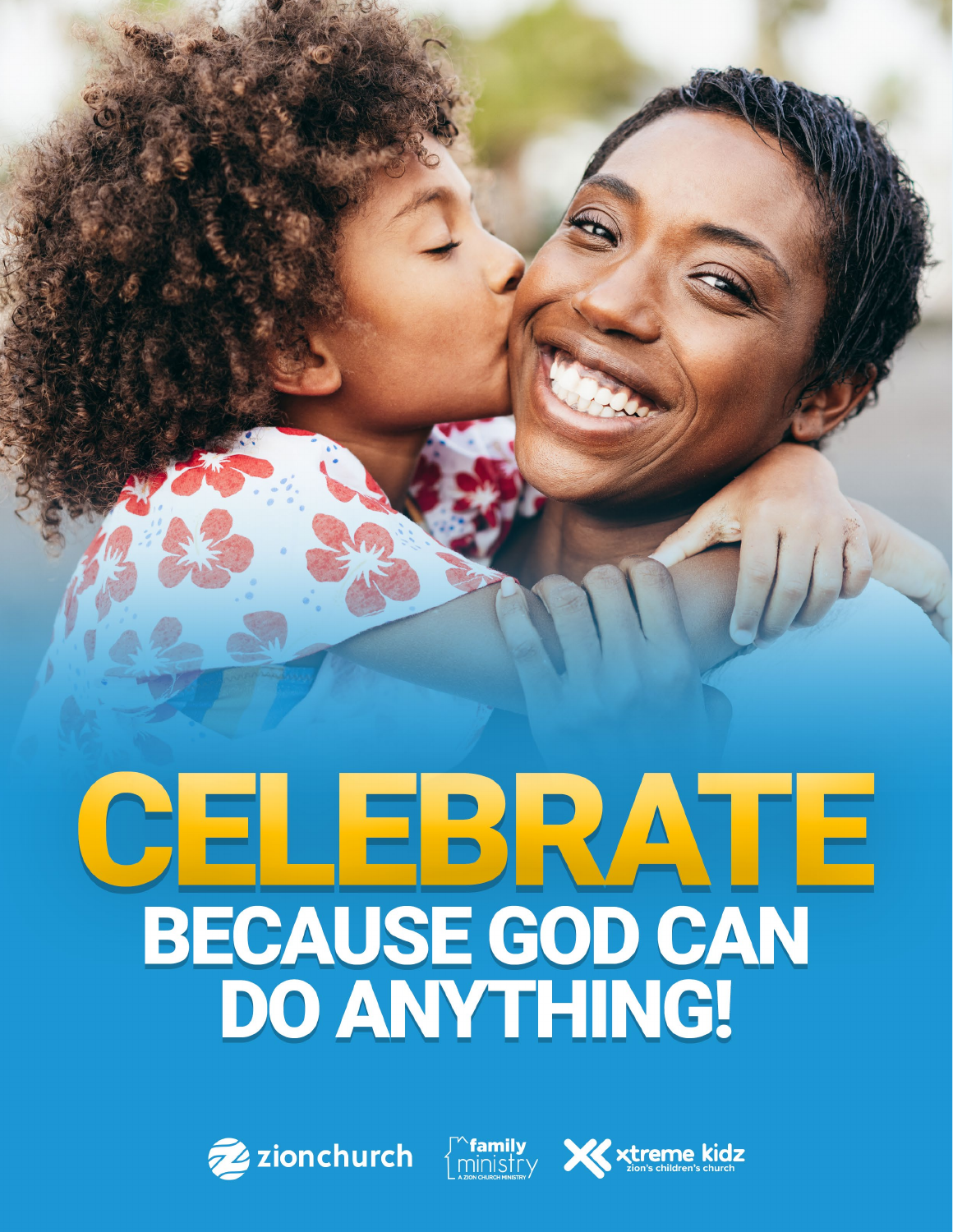# CELEBRATE

## BECAUSE GOD CAN DO ANYTHING!

zionchurch

family ministry
A ZION CHURCH MINISTRY

xtreme kidz
zion's children's church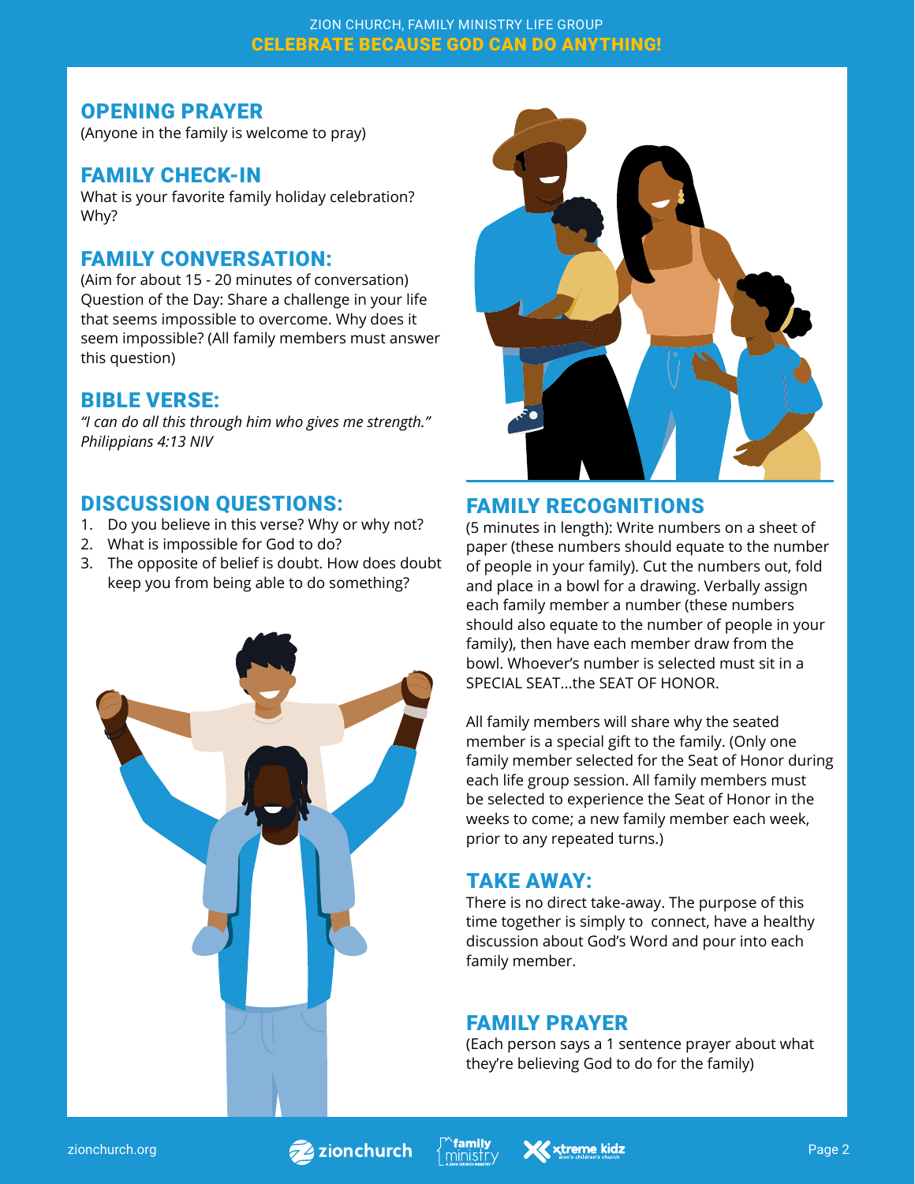ZION CHURCH, FAMILY MINISTRY LIFE GROUP

# CELEBRATE BECAUSE GOD CAN DO ANYTHING!

## OPENING PRAYER

(Anyone in the family is welcome to pray)

## FAMILY CHECK-IN

What is your favorite family holiday celebration? Why?

## FAMILY CONVERSATION:

(Aim for about 15 - 20 minutes of conversation) Question of the Day: Share a challenge in your life that seems impossible to overcome. Why does it seem impossible? (All family members must answer this question)

## BIBLE VERSE:

*"I can do all this through him who gives me strength." Philippians 4:13 NIV*

## DISCUSSION QUESTIONS:

1. Do you believe in this verse? Why or why not?
2. What is impossible for God to do?
3. The opposite of belief is doubt. How does doubt keep you from being able to do something?

## FAMILY RECOGNITIONS

(5 minutes in length): Write numbers on a sheet of paper (these numbers should equate to the number of people in your family). Cut the numbers out, fold and place in a bowl for a drawing. Verbally assign each family member a number (these numbers should also equate to the number of people in your family), then have each member draw from the bowl. Whoever's number is selected must sit in a SPECIAL SEAT...the SEAT OF HONOR.

All family members will share why the seated member is a special gift to the family. (Only one family member selected for the Seat of Honor during each life group session. All family members must be selected to experience the Seat of Honor in the weeks to come; a new family member each week, prior to any repeated turns.)

## TAKE AWAY:

There is no direct take-away. The purpose of this time together is simply to connect, have a healthy discussion about God's Word and pour into each family member.

## FAMILY PRAYER

(Each person says a 1 sentence prayer about what they're believing God to do for the family)